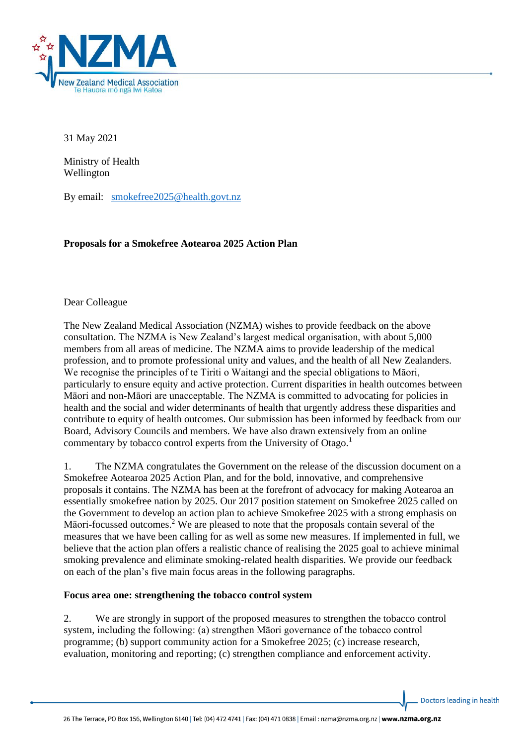31 May 2021

Ministry of Health
Wellington

By email: smokefree2025@health.govt.nz

**Proposals for a Smokefree Aotearoa 2025 Action Plan**

Dear Colleague

The New Zealand Medical Association (NZMA) wishes to provide feedback on the above consultation. The NZMA is New Zealand's largest medical organisation, with about 5,000 members from all areas of medicine. The NZMA aims to provide leadership of the medical profession, and to promote professional unity and values, and the health of all New Zealanders. We recognise the principles of te Tiriti o Waitangi and the special obligations to Māori, particularly to ensure equity and active protection. Current disparities in health outcomes between Māori and non-Māori are unacceptable. The NZMA is committed to advocating for policies in health and the social and wider determinants of health that urgently address these disparities and contribute to equity of health outcomes. Our submission has been informed by feedback from our Board, Advisory Councils and members. We have also drawn extensively from an online commentary by tobacco control experts from the University of Otago.[1]

1. The NZMA congratulates the Government on the release of the discussion document on a Smokefree Aotearoa 2025 Action Plan, and for the bold, innovative, and comprehensive proposals it contains. The NZMA has been at the forefront of advocacy for making Aotearoa an essentially smokefree nation by 2025. Our 2017 position statement on Smokefree 2025 called on the Government to develop an action plan to achieve Smokefree 2025 with a strong emphasis on Māori-focussed outcomes.[2] We are pleased to note that the proposals contain several of the measures that we have been calling for as well as some new measures. If implemented in full, we believe that the action plan offers a realistic chance of realising the 2025 goal to achieve minimal smoking prevalence and eliminate smoking-related health disparities. We provide our feedback on each of the plan's five main focus areas in the following paragraphs.

**Focus area one: strengthening the tobacco control system**

2. We are strongly in support of the proposed measures to strengthen the tobacco control system, including the following: (a) strengthen Māori governance of the tobacco control programme; (b) support community action for a Smokefree 2025; (c) increase research, evaluation, monitoring and reporting; (c) strengthen compliance and enforcement activity.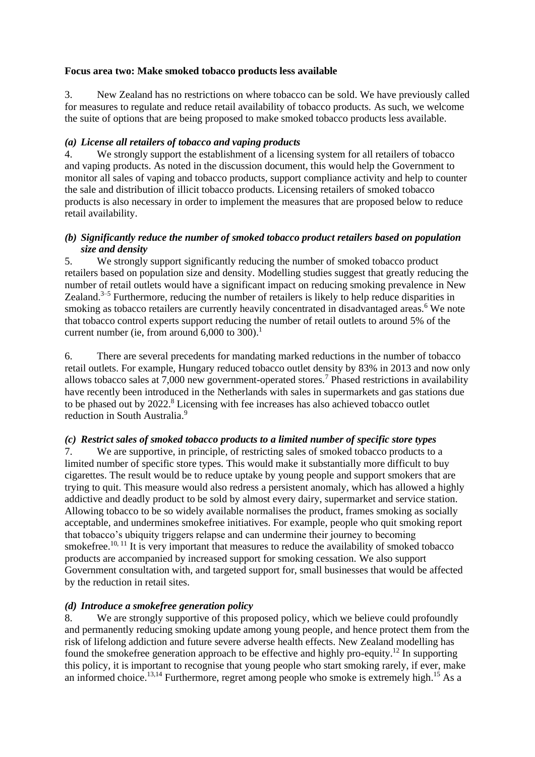**Focus area two: Make smoked tobacco products less available**

3. New Zealand has no restrictions on where tobacco can be sold. We have previously called for measures to regulate and reduce retail availability of tobacco products. As such, we welcome the suite of options that are being proposed to make smoked tobacco products less available.

***(a) License all retailers of tobacco and vaping products***

4. We strongly support the establishment of a licensing system for all retailers of tobacco and vaping products. As noted in the discussion document, this would help the Government to monitor all sales of vaping and tobacco products, support compliance activity and help to counter the sale and distribution of illicit tobacco products. Licensing retailers of smoked tobacco products is also necessary in order to implement the measures that are proposed below to reduce retail availability.

***(b) Significantly reduce the number of smoked tobacco product retailers based on population size and density***

5. We strongly support significantly reducing the number of smoked tobacco product retailers based on population size and density. Modelling studies suggest that greatly reducing the number of retail outlets would have a significant impact on reducing smoking prevalence in New Zealand.[3–5] Furthermore, reducing the number of retailers is likely to help reduce disparities in smoking as tobacco retailers are currently heavily concentrated in disadvantaged areas.[6] We note that tobacco control experts support reducing the number of retail outlets to around 5% of the current number (ie, from around 6,000 to 300).[1]

6. There are several precedents for mandating marked reductions in the number of tobacco retail outlets. For example, Hungary reduced tobacco outlet density by 83% in 2013 and now only allows tobacco sales at 7,000 new government-operated stores.[7] Phased restrictions in availability have recently been introduced in the Netherlands with sales in supermarkets and gas stations due to be phased out by 2022.[8] Licensing with fee increases has also achieved tobacco outlet reduction in South Australia.[9]

***(c) Restrict sales of smoked tobacco products to a limited number of specific store types***

7. We are supportive, in principle, of restricting sales of smoked tobacco products to a limited number of specific store types. This would make it substantially more difficult to buy cigarettes. The result would be to reduce uptake by young people and support smokers that are trying to quit. This measure would also redress a persistent anomaly, which has allowed a highly addictive and deadly product to be sold by almost every dairy, supermarket and service station. Allowing tobacco to be so widely available normalises the product, frames smoking as socially acceptable, and undermines smokefree initiatives. For example, people who quit smoking report that tobacco's ubiquity triggers relapse and can undermine their journey to becoming smokefree.[10, 11] It is very important that measures to reduce the availability of smoked tobacco products are accompanied by increased support for smoking cessation. We also support Government consultation with, and targeted support for, small businesses that would be affected by the reduction in retail sites.

***(d) Introduce a smokefree generation policy***

8. We are strongly supportive of this proposed policy, which we believe could profoundly and permanently reducing smoking update among young people, and hence protect them from the risk of lifelong addiction and future severe adverse health effects. New Zealand modelling has found the smokefree generation approach to be effective and highly pro-equity.[12] In supporting this policy, it is important to recognise that young people who start smoking rarely, if ever, make an informed choice.[13,14] Furthermore, regret among people who smoke is extremely high.[15] As a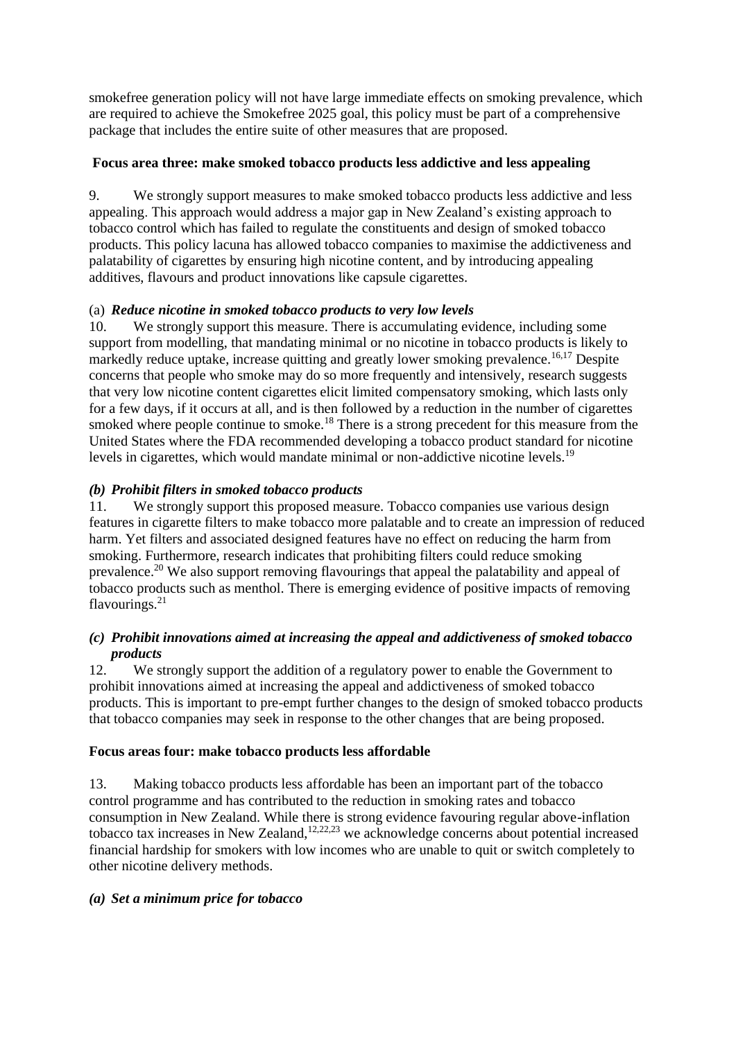smokefree generation policy will not have large immediate effects on smoking prevalence, which are required to achieve the Smokefree 2025 goal, this policy must be part of a comprehensive package that includes the entire suite of other measures that are proposed.

**Focus area three: make smoked tobacco products less addictive and less appealing**

9. We strongly support measures to make smoked tobacco products less addictive and less appealing. This approach would address a major gap in New Zealand's existing approach to tobacco control which has failed to regulate the constituents and design of smoked tobacco products. This policy lacuna has allowed tobacco companies to maximise the addictiveness and palatability of cigarettes by ensuring high nicotine content, and by introducing appealing additives, flavours and product innovations like capsule cigarettes.

(a) ***Reduce nicotine in smoked tobacco products to very low levels***

10. We strongly support this measure. There is accumulating evidence, including some support from modelling, that mandating minimal or no nicotine in tobacco products is likely to markedly reduce uptake, increase quitting and greatly lower smoking prevalence.[16,17] Despite concerns that people who smoke may do so more frequently and intensively, research suggests that very low nicotine content cigarettes elicit limited compensatory smoking, which lasts only for a few days, if it occurs at all, and is then followed by a reduction in the number of cigarettes smoked where people continue to smoke.[18] There is a strong precedent for this measure from the United States where the FDA recommended developing a tobacco product standard for nicotine levels in cigarettes, which would mandate minimal or non-addictive nicotine levels.[19]

***(b) Prohibit filters in smoked tobacco products***

11. We strongly support this proposed measure. Tobacco companies use various design features in cigarette filters to make tobacco more palatable and to create an impression of reduced harm. Yet filters and associated designed features have no effect on reducing the harm from smoking. Furthermore, research indicates that prohibiting filters could reduce smoking prevalence.[20] We also support removing flavourings that appeal the palatability and appeal of tobacco products such as menthol. There is emerging evidence of positive impacts of removing flavourings.[21]

***(c) Prohibit innovations aimed at increasing the appeal and addictiveness of smoked tobacco products***

12. We strongly support the addition of a regulatory power to enable the Government to prohibit innovations aimed at increasing the appeal and addictiveness of smoked tobacco products. This is important to pre-empt further changes to the design of smoked tobacco products that tobacco companies may seek in response to the other changes that are being proposed.

**Focus areas four: make tobacco products less affordable**

13. Making tobacco products less affordable has been an important part of the tobacco control programme and has contributed to the reduction in smoking rates and tobacco consumption in New Zealand. While there is strong evidence favouring regular above-inflation tobacco tax increases in New Zealand,[12,22,23] we acknowledge concerns about potential increased financial hardship for smokers with low incomes who are unable to quit or switch completely to other nicotine delivery methods.

***(a) Set a minimum price for tobacco***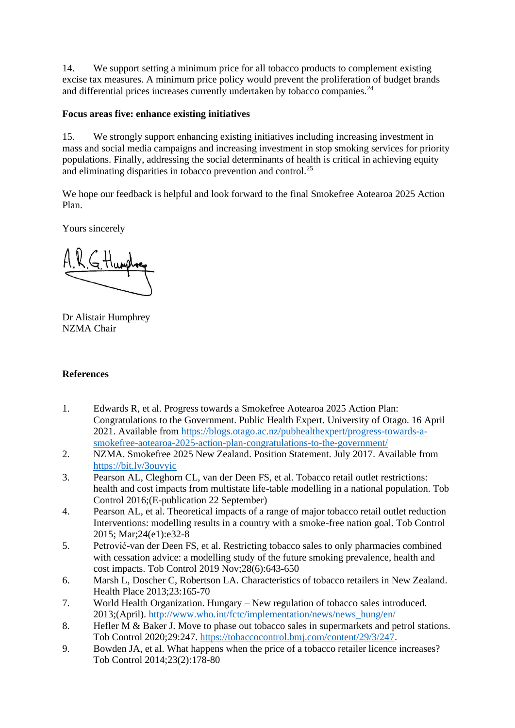14. We support setting a minimum price for all tobacco products to complement existing excise tax measures. A minimum price policy would prevent the proliferation of budget brands and differential prices increases currently undertaken by tobacco companies.[24]

**Focus areas five: enhance existing initiatives**

15. We strongly support enhancing existing initiatives including increasing investment in mass and social media campaigns and increasing investment in stop smoking services for priority populations. Finally, addressing the social determinants of health is critical in achieving equity and eliminating disparities in tobacco prevention and control.[25]

We hope our feedback is helpful and look forward to the final Smokefree Aotearoa 2025 Action Plan.

Yours sincerely

Dr Alistair Humphrey
NZMA Chair

**References**

1. Edwards R, et al. Progress towards a Smokefree Aotearoa 2025 Action Plan: Congratulations to the Government. Public Health Expert. University of Otago. 16 April 2021. Available from https://blogs.otago.ac.nz/pubhealthexpert/progress-towards-a-smokefree-aotearoa-2025-action-plan-congratulations-to-the-government/
2. NZMA. Smokefree 2025 New Zealand. Position Statement. July 2017. Available from https://bit.ly/3ouvyic
3. Pearson AL, Cleghorn CL, van der Deen FS, et al. Tobacco retail outlet restrictions: health and cost impacts from multistate life-table modelling in a national population. Tob Control 2016;(E-publication 22 September)
4. Pearson AL, et al. Theoretical impacts of a range of major tobacco retail outlet reduction Interventions: modelling results in a country with a smoke-free nation goal. Tob Control 2015; Mar;24(e1):e32-8
5. Petrović-van der Deen FS, et al. Restricting tobacco sales to only pharmacies combined with cessation advice: a modelling study of the future smoking prevalence, health and cost impacts. Tob Control 2019 Nov;28(6):643-650
6. Marsh L, Doscher C, Robertson LA. Characteristics of tobacco retailers in New Zealand. Health Place 2013;23:165-70
7. World Health Organization. Hungary – New regulation of tobacco sales introduced. 2013;(April). http://www.who.int/fctc/implementation/news/news_hung/en/
8. Hefler M & Baker J. Move to phase out tobacco sales in supermarkets and petrol stations. Tob Control 2020;29:247. https://tobaccocontrol.bmj.com/content/29/3/247.
9. Bowden JA, et al. What happens when the price of a tobacco retailer licence increases? Tob Control 2014;23(2):178-80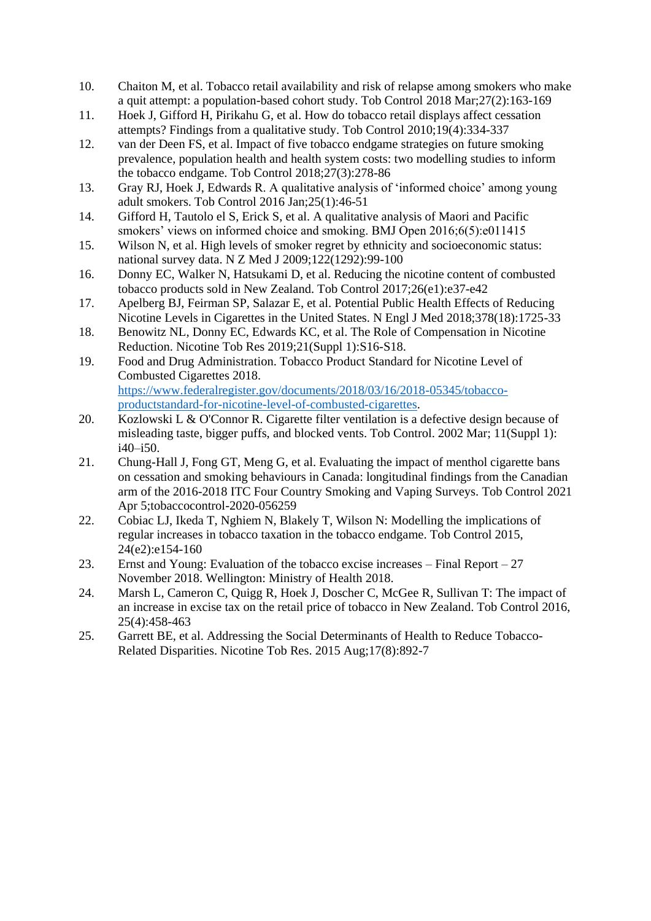10. Chaiton M, et al. Tobacco retail availability and risk of relapse among smokers who make a quit attempt: a population-based cohort study. Tob Control 2018 Mar;27(2):163-169
11. Hoek J, Gifford H, Pirikahu G, et al. How do tobacco retail displays affect cessation attempts? Findings from a qualitative study. Tob Control 2010;19(4):334-337
12. van der Deen FS, et al. Impact of five tobacco endgame strategies on future smoking prevalence, population health and health system costs: two modelling studies to inform the tobacco endgame. Tob Control 2018;27(3):278-86
13. Gray RJ, Hoek J, Edwards R. A qualitative analysis of 'informed choice' among young adult smokers. Tob Control 2016 Jan;25(1):46-51
14. Gifford H, Tautolo el S, Erick S, et al. A qualitative analysis of Maori and Pacific smokers' views on informed choice and smoking. BMJ Open 2016;6(5):e011415
15. Wilson N, et al. High levels of smoker regret by ethnicity and socioeconomic status: national survey data. N Z Med J 2009;122(1292):99-100
16. Donny EC, Walker N, Hatsukami D, et al. Reducing the nicotine content of combusted tobacco products sold in New Zealand. Tob Control 2017;26(e1):e37-e42
17. Apelberg BJ, Feirman SP, Salazar E, et al. Potential Public Health Effects of Reducing Nicotine Levels in Cigarettes in the United States. N Engl J Med 2018;378(18):1725-33
18. Benowitz NL, Donny EC, Edwards KC, et al. The Role of Compensation in Nicotine Reduction. Nicotine Tob Res 2019;21(Suppl 1):S16-S18.
19. Food and Drug Administration. Tobacco Product Standard for Nicotine Level of Combusted Cigarettes 2018. https://www.federalregister.gov/documents/2018/03/16/2018-05345/tobacco-productstandard-for-nicotine-level-of-combusted-cigarettes.
20. Kozlowski L & O'Connor R. Cigarette filter ventilation is a defective design because of misleading taste, bigger puffs, and blocked vents. Tob Control. 2002 Mar; 11(Suppl 1): i40–i50.
21. Chung-Hall J, Fong GT, Meng G, et al. Evaluating the impact of menthol cigarette bans on cessation and smoking behaviours in Canada: longitudinal findings from the Canadian arm of the 2016-2018 ITC Four Country Smoking and Vaping Surveys. Tob Control 2021 Apr 5;tobaccocontrol-2020-056259
22. Cobiac LJ, Ikeda T, Nghiem N, Blakely T, Wilson N: Modelling the implications of regular increases in tobacco taxation in the tobacco endgame. Tob Control 2015, 24(e2):e154-160
23. Ernst and Young: Evaluation of the tobacco excise increases – Final Report – 27 November 2018. Wellington: Ministry of Health 2018.
24. Marsh L, Cameron C, Quigg R, Hoek J, Doscher C, McGee R, Sullivan T: The impact of an increase in excise tax on the retail price of tobacco in New Zealand. Tob Control 2016, 25(4):458-463
25. Garrett BE, et al. Addressing the Social Determinants of Health to Reduce Tobacco-Related Disparities. Nicotine Tob Res. 2015 Aug;17(8):892-7